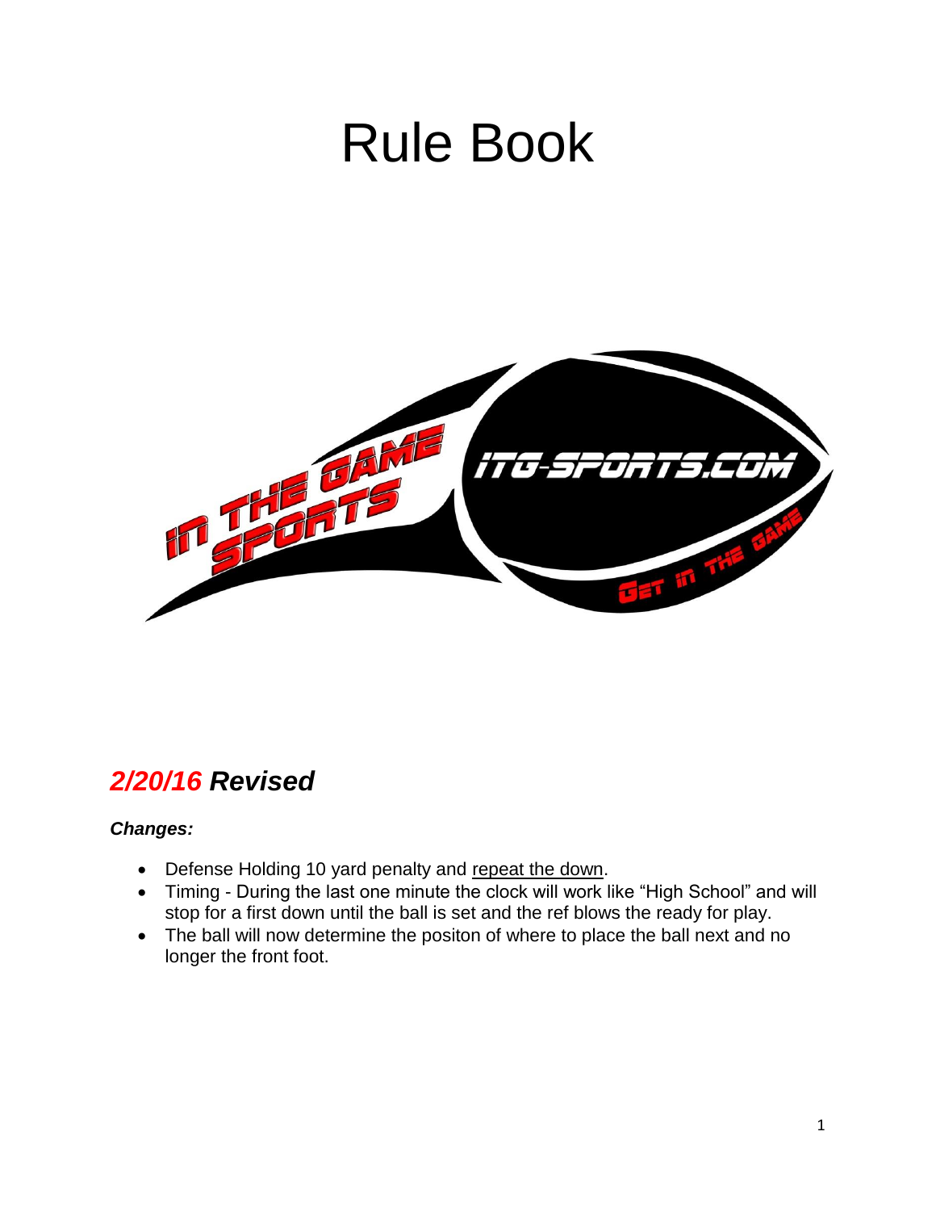# Rule Book

## *2/20/16 Revised*

***Changes:***

- Defense Holding 10 yard penalty and repeat the down.
- Timing - During the last one minute the clock will work like “High School” and will stop for a first down until the ball is set and the ref blows the ready for play.
- The ball will now determine the positon of where to place the ball next and no longer the front foot.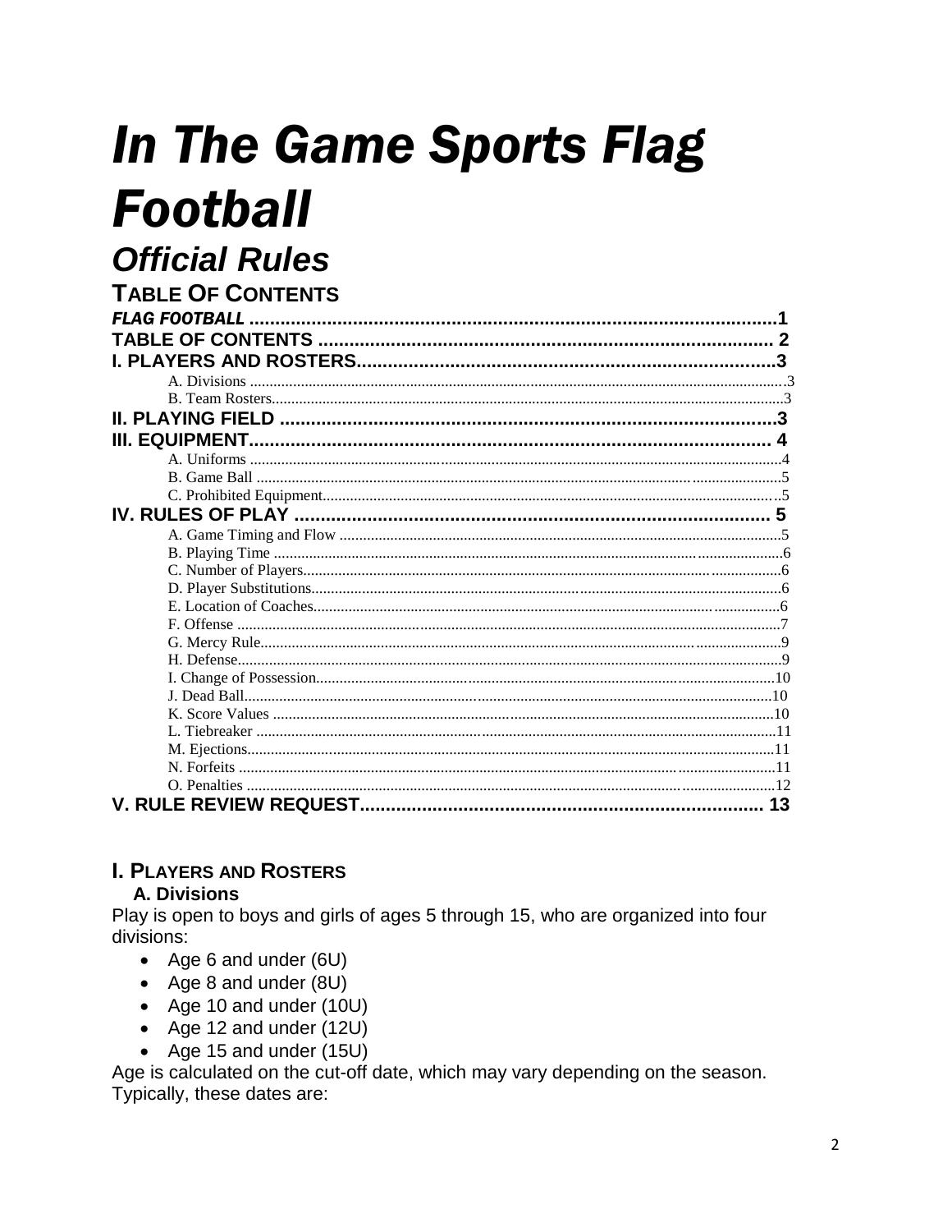# *In The Game Sports Flag Football*

## *Official Rules*

### TABLE OF CONTENTS

*FLAG FOOTBALL* ....................................................................................................1
TABLE OF CONTENTS ....................................................................................... 2
I. PLAYERS AND ROSTERS...............................................................................3
- A. Divisions ...........................................................................................................................3
- B. Team Rosters.....................................................................................................................3

II. PLAYING FIELD ..............................................................................................3
III. EQUIPMENT.................................................................................................... 4
- A. Uniforms ...........................................................................................................................4
- B. Game Ball .........................................................................................................................5
- C. Prohibited Equipment........................................................................................................5

IV. RULES OF PLAY .......................................................................................... 5
- A. Game Timing and Flow ....................................................................................................5
- B. Playing Time .....................................................................................................................6
- C. Number of Players.............................................................................................................6
- D. Player Substitutions...........................................................................................................6
- E. Location of Coaches...........................................................................................................6
- F. Offense ..............................................................................................................................7
- G. Mercy Rule........................................................................................................................9
- H. Defense.............................................................................................................................9
- I. Change of Possession........................................................................................................10
- J. Dead Ball...........................................................................................................................10
- K. Score Values .....................................................................................................................10
- L. Tiebreaker .........................................................................................................................11
- M. Ejections...........................................................................................................................11
- N. Forfeits .............................................................................................................................11
- O. Penalties ...........................................................................................................................12

V. RULE REVIEW REQUEST............................................................................ 13

## I. PLAYERS AND ROSTERS

### A. Divisions

Play is open to boys and girls of ages 5 through 15, who are organized into four divisions:

- Age 6 and under (6U)
- Age 8 and under (8U)
- Age 10 and under (10U)
- Age 12 and under (12U)
- Age 15 and under (15U)

Age is calculated on the cut-off date, which may vary depending on the season. Typically, these dates are: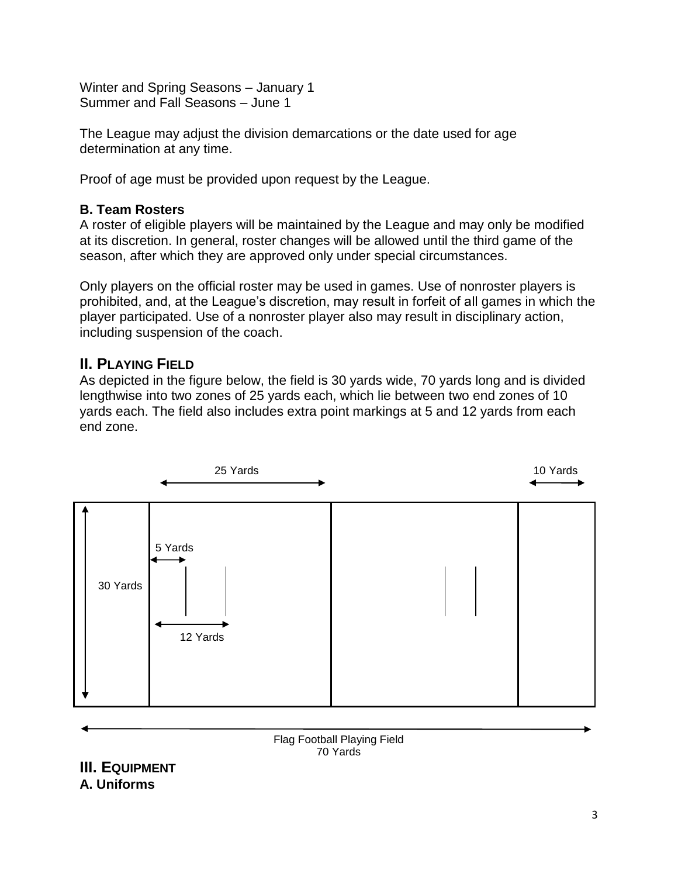Winter and Spring Seasons – January 1
Summer and Fall Seasons – June 1

The League may adjust the division demarcations or the date used for age determination at any time.

Proof of age must be provided upon request by the League.

**B. Team Rosters**

A roster of eligible players will be maintained by the League and may only be modified at its discretion. In general, roster changes will be allowed until the third game of the season, after which they are approved only under special circumstances.

Only players on the official roster may be used in games. Use of nonroster players is prohibited, and, at the League's discretion, may result in forfeit of all games in which the player participated. Use of a nonroster player also may result in disciplinary action, including suspension of the coach.

## II. Playing Field

As depicted in the figure below, the field is 30 yards wide, 70 yards long and is divided lengthwise into two zones of 25 yards each, which lie between two end zones of 10 yards each. The field also includes extra point markings at 5 and 12 yards from each end zone.

25 Yards

10 Yards

5 Yards

30 Yards

12 Yards

Flag Football Playing Field
70 Yards

## III. Equipment

**A. Uniforms**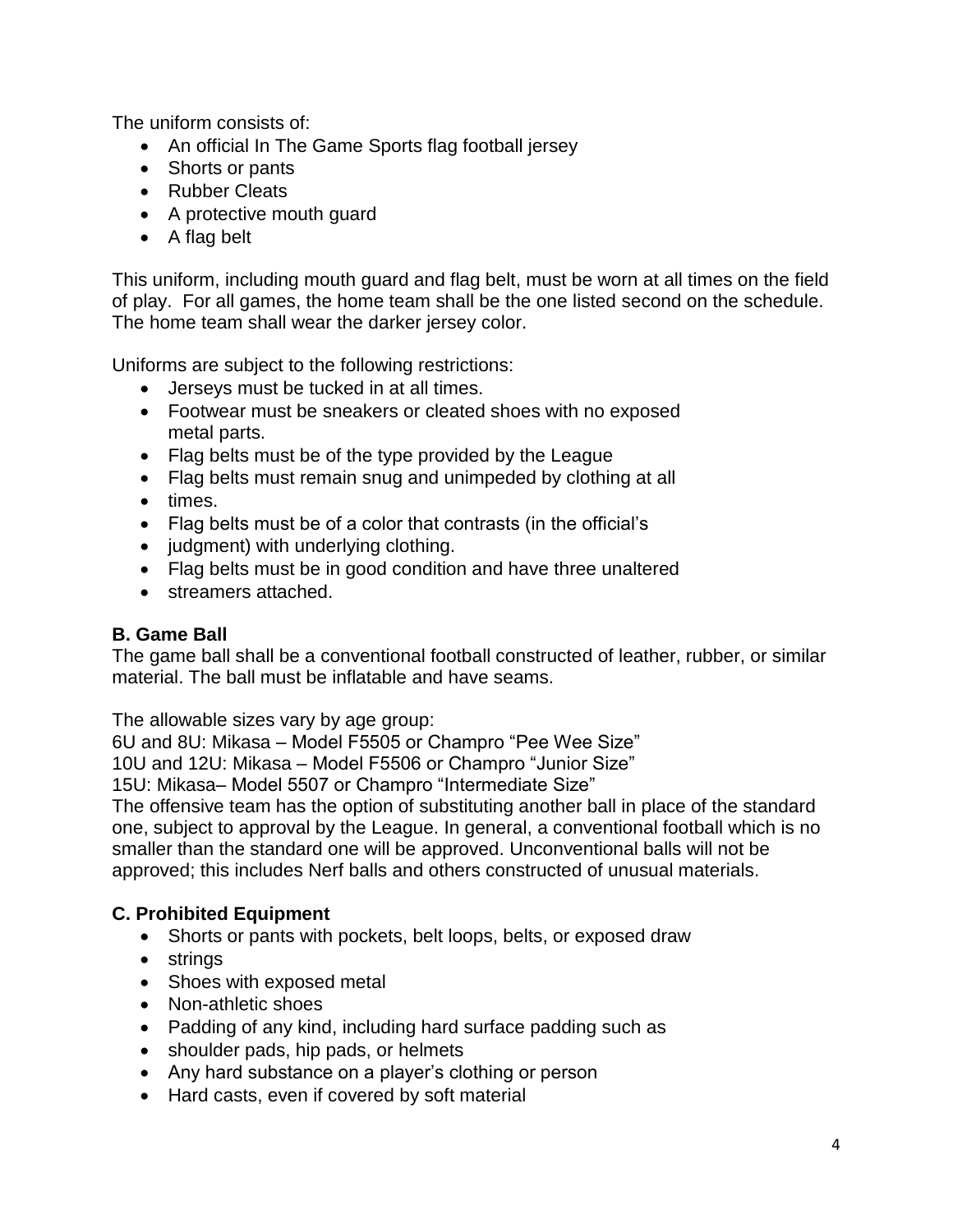The uniform consists of:

- An official In The Game Sports flag football jersey
- Shorts or pants
- Rubber Cleats
- A protective mouth guard
- A flag belt

This uniform, including mouth guard and flag belt, must be worn at all times on the field of play. For all games, the home team shall be the one listed second on the schedule. The home team shall wear the darker jersey color.

Uniforms are subject to the following restrictions:

- Jerseys must be tucked in at all times.
- Footwear must be sneakers or cleated shoes with no exposed metal parts.
- Flag belts must be of the type provided by the League
- Flag belts must remain snug and unimpeded by clothing at all
- times.
- Flag belts must be of a color that contrasts (in the official's
- judgment) with underlying clothing.
- Flag belts must be in good condition and have three unaltered
- streamers attached.

### B. Game Ball

The game ball shall be a conventional football constructed of leather, rubber, or similar material. The ball must be inflatable and have seams.

The allowable sizes vary by age group:
6U and 8U: Mikasa – Model F5505 or Champro "Pee Wee Size"
10U and 12U: Mikasa – Model F5506 or Champro "Junior Size"
15U: Mikasa– Model 5507 or Champro "Intermediate Size"
The offensive team has the option of substituting another ball in place of the standard one, subject to approval by the League. In general, a conventional football which is no smaller than the standard one will be approved. Unconventional balls will not be approved; this includes Nerf balls and others constructed of unusual materials.

### C. Prohibited Equipment

- Shorts or pants with pockets, belt loops, belts, or exposed draw
- strings
- Shoes with exposed metal
- Non-athletic shoes
- Padding of any kind, including hard surface padding such as
- shoulder pads, hip pads, or helmets
- Any hard substance on a player's clothing or person
- Hard casts, even if covered by soft material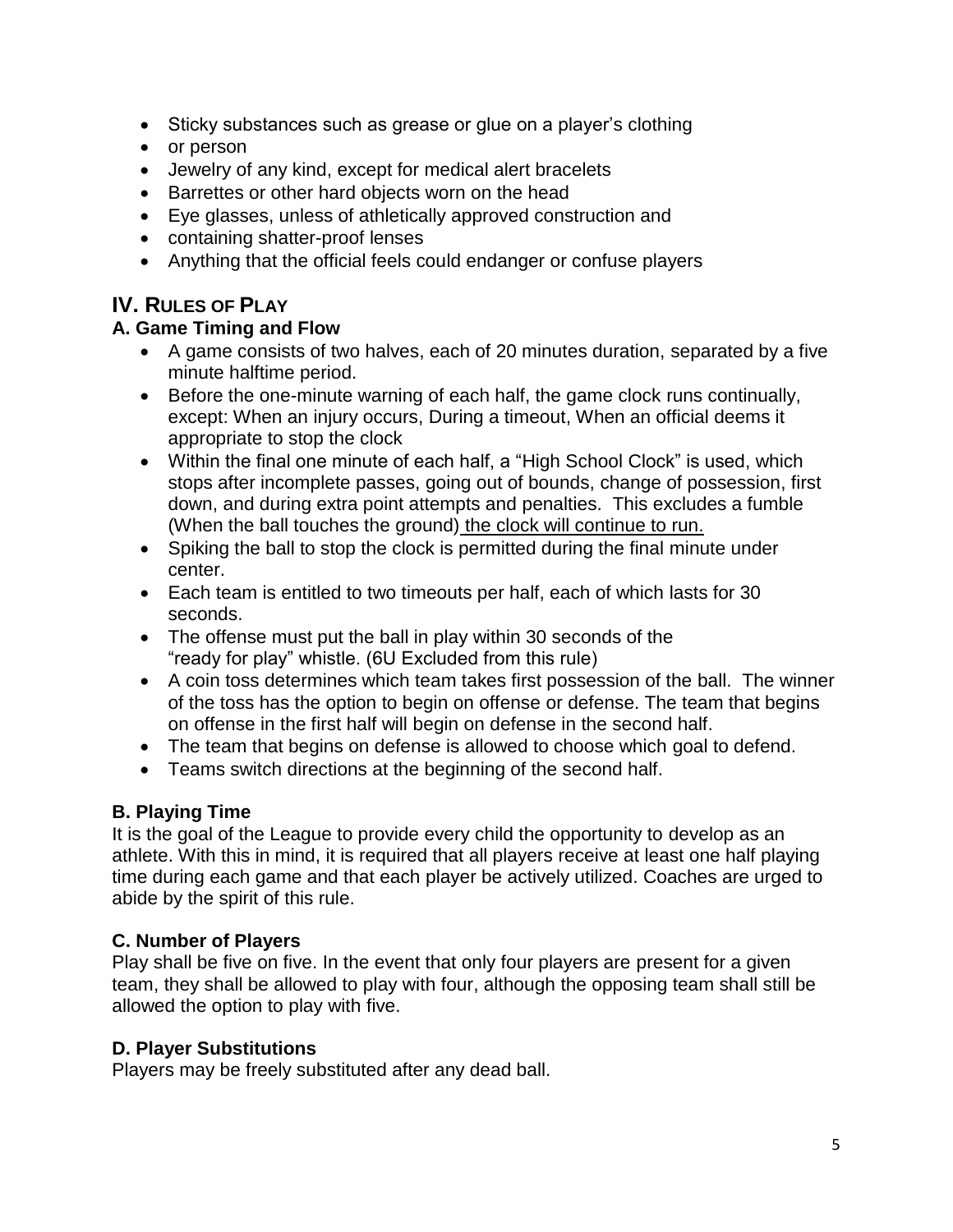- Sticky substances such as grease or glue on a player's clothing
- or person
- Jewelry of any kind, except for medical alert bracelets
- Barrettes or other hard objects worn on the head
- Eye glasses, unless of athletically approved construction and
- containing shatter-proof lenses
- Anything that the official feels could endanger or confuse players

## IV. Rules of Play

### A. Game Timing and Flow

- A game consists of two halves, each of 20 minutes duration, separated by a five minute halftime period.
- Before the one-minute warning of each half, the game clock runs continually, except: When an injury occurs, During a timeout, When an official deems it appropriate to stop the clock
- Within the final one minute of each half, a "High School Clock" is used, which stops after incomplete passes, going out of bounds, change of possession, first down, and during extra point attempts and penalties. This excludes a fumble (When the ball touches the ground) the clock will continue to run.
- Spiking the ball to stop the clock is permitted during the final minute under center.
- Each team is entitled to two timeouts per half, each of which lasts for 30 seconds.
- The offense must put the ball in play within 30 seconds of the "ready for play" whistle. (6U Excluded from this rule)
- A coin toss determines which team takes first possession of the ball. The winner of the toss has the option to begin on offense or defense. The team that begins on offense in the first half will begin on defense in the second half.
- The team that begins on defense is allowed to choose which goal to defend.
- Teams switch directions at the beginning of the second half.

### B. Playing Time

It is the goal of the League to provide every child the opportunity to develop as an athlete. With this in mind, it is required that all players receive at least one half playing time during each game and that each player be actively utilized. Coaches are urged to abide by the spirit of this rule.

### C. Number of Players

Play shall be five on five. In the event that only four players are present for a given team, they shall be allowed to play with four, although the opposing team shall still be allowed the option to play with five.

### D. Player Substitutions

Players may be freely substituted after any dead ball.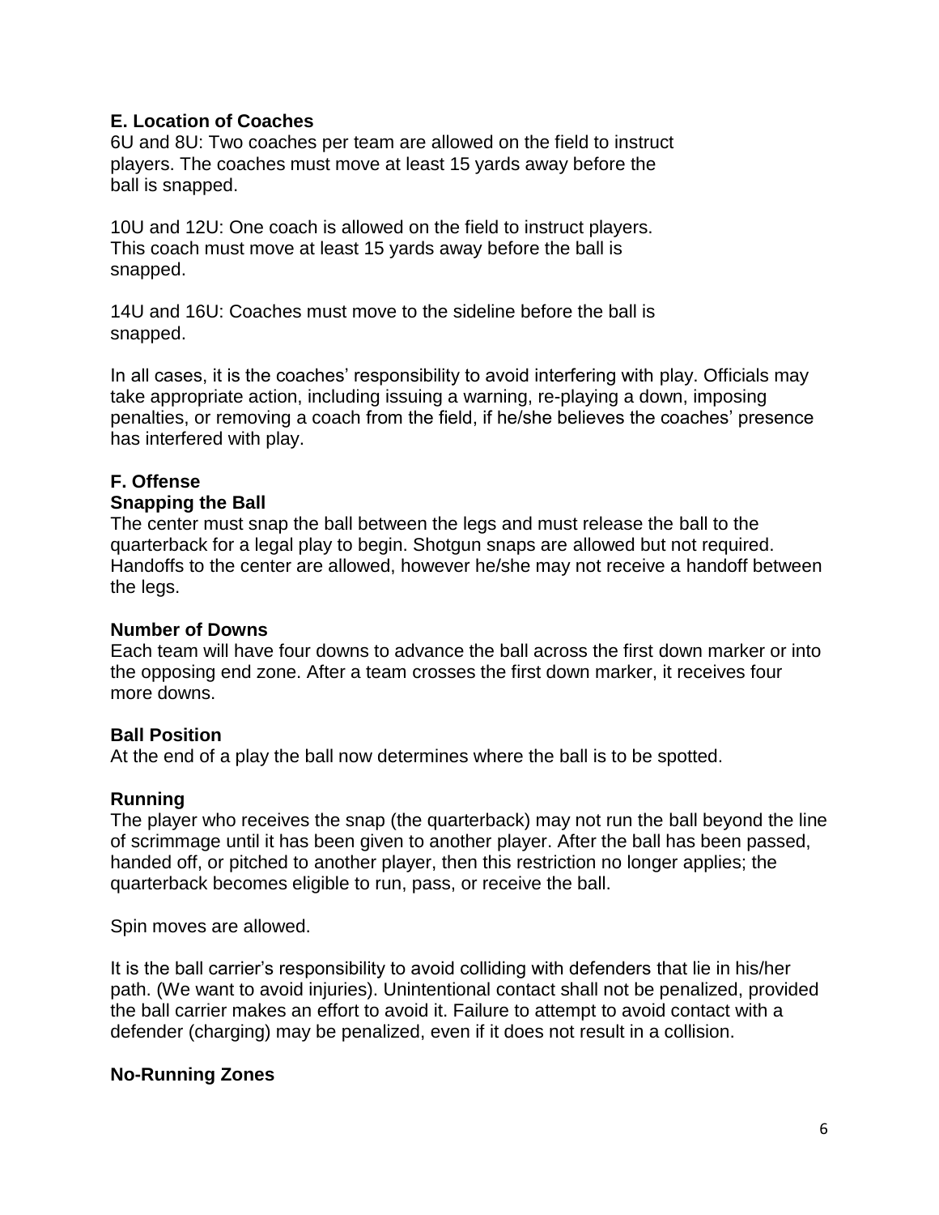### E. Location of Coaches

6U and 8U: Two coaches per team are allowed on the field to instruct players. The coaches must move at least 15 yards away before the ball is snapped.

10U and 12U: One coach is allowed on the field to instruct players. This coach must move at least 15 yards away before the ball is snapped.

14U and 16U: Coaches must move to the sideline before the ball is snapped.

In all cases, it is the coaches' responsibility to avoid interfering with play. Officials may take appropriate action, including issuing a warning, re-playing a down, imposing penalties, or removing a coach from the field, if he/she believes the coaches' presence has interfered with play.

### F. Offense

#### Snapping the Ball

The center must snap the ball between the legs and must release the ball to the quarterback for a legal play to begin. Shotgun snaps are allowed but not required. Handoffs to the center are allowed, however he/she may not receive a handoff between the legs.

#### Number of Downs

Each team will have four downs to advance the ball across the first down marker or into the opposing end zone. After a team crosses the first down marker, it receives four more downs.

#### Ball Position

At the end of a play the ball now determines where the ball is to be spotted.

#### Running

The player who receives the snap (the quarterback) may not run the ball beyond the line of scrimmage until it has been given to another player. After the ball has been passed, handed off, or pitched to another player, then this restriction no longer applies; the quarterback becomes eligible to run, pass, or receive the ball.

Spin moves are allowed.

It is the ball carrier's responsibility to avoid colliding with defenders that lie in his/her path. (We want to avoid injuries). Unintentional contact shall not be penalized, provided the ball carrier makes an effort to avoid it. Failure to attempt to avoid contact with a defender (charging) may be penalized, even if it does not result in a collision.

#### No-Running Zones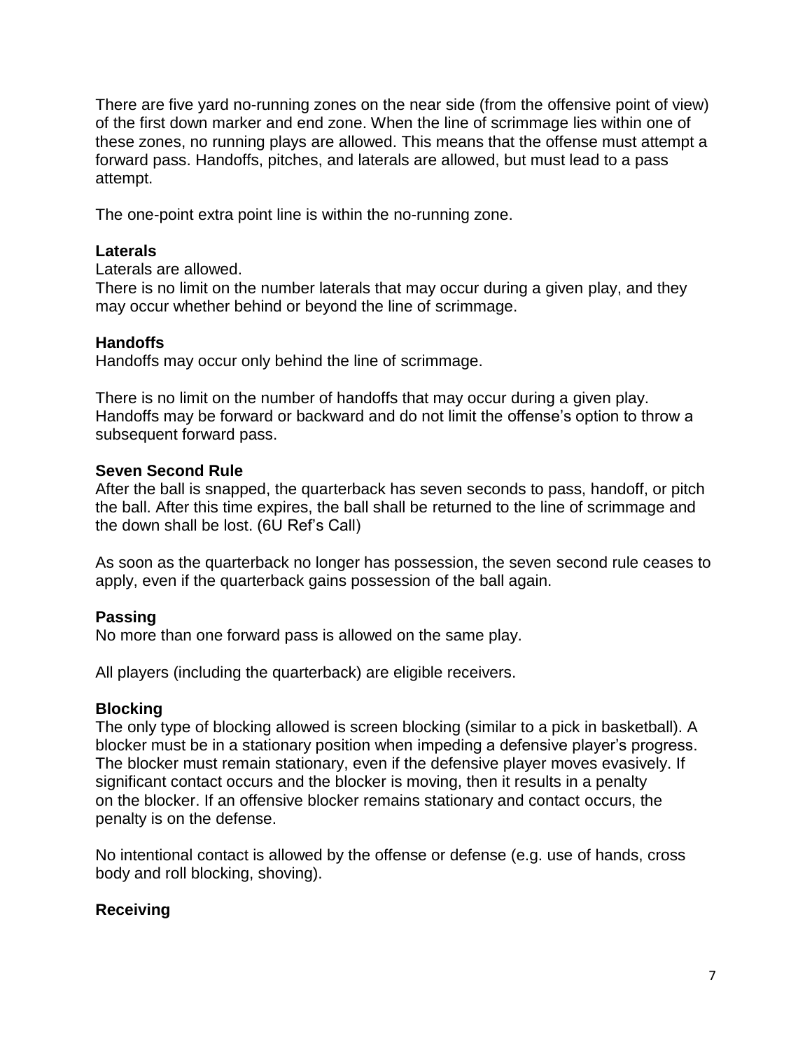There are five yard no-running zones on the near side (from the offensive point of view) of the first down marker and end zone. When the line of scrimmage lies within one of these zones, no running plays are allowed. This means that the offense must attempt a forward pass. Handoffs, pitches, and laterals are allowed, but must lead to a pass attempt.

The one-point extra point line is within the no-running zone.

**Laterals**

Laterals are allowed.
There is no limit on the number laterals that may occur during a given play, and they may occur whether behind or beyond the line of scrimmage.

**Handoffs**

Handoffs may occur only behind the line of scrimmage.

There is no limit on the number of handoffs that may occur during a given play. Handoffs may be forward or backward and do not limit the offense's option to throw a subsequent forward pass.

**Seven Second Rule**

After the ball is snapped, the quarterback has seven seconds to pass, handoff, or pitch the ball. After this time expires, the ball shall be returned to the line of scrimmage and the down shall be lost. (6U Ref's Call)

As soon as the quarterback no longer has possession, the seven second rule ceases to apply, even if the quarterback gains possession of the ball again.

**Passing**

No more than one forward pass is allowed on the same play.

All players (including the quarterback) are eligible receivers.

**Blocking**

The only type of blocking allowed is screen blocking (similar to a pick in basketball). A blocker must be in a stationary position when impeding a defensive player's progress. The blocker must remain stationary, even if the defensive player moves evasively. If significant contact occurs and the blocker is moving, then it results in a penalty on the blocker. If an offensive blocker remains stationary and contact occurs, the penalty is on the defense.

No intentional contact is allowed by the offense or defense (e.g. use of hands, cross body and roll blocking, shoving).

**Receiving**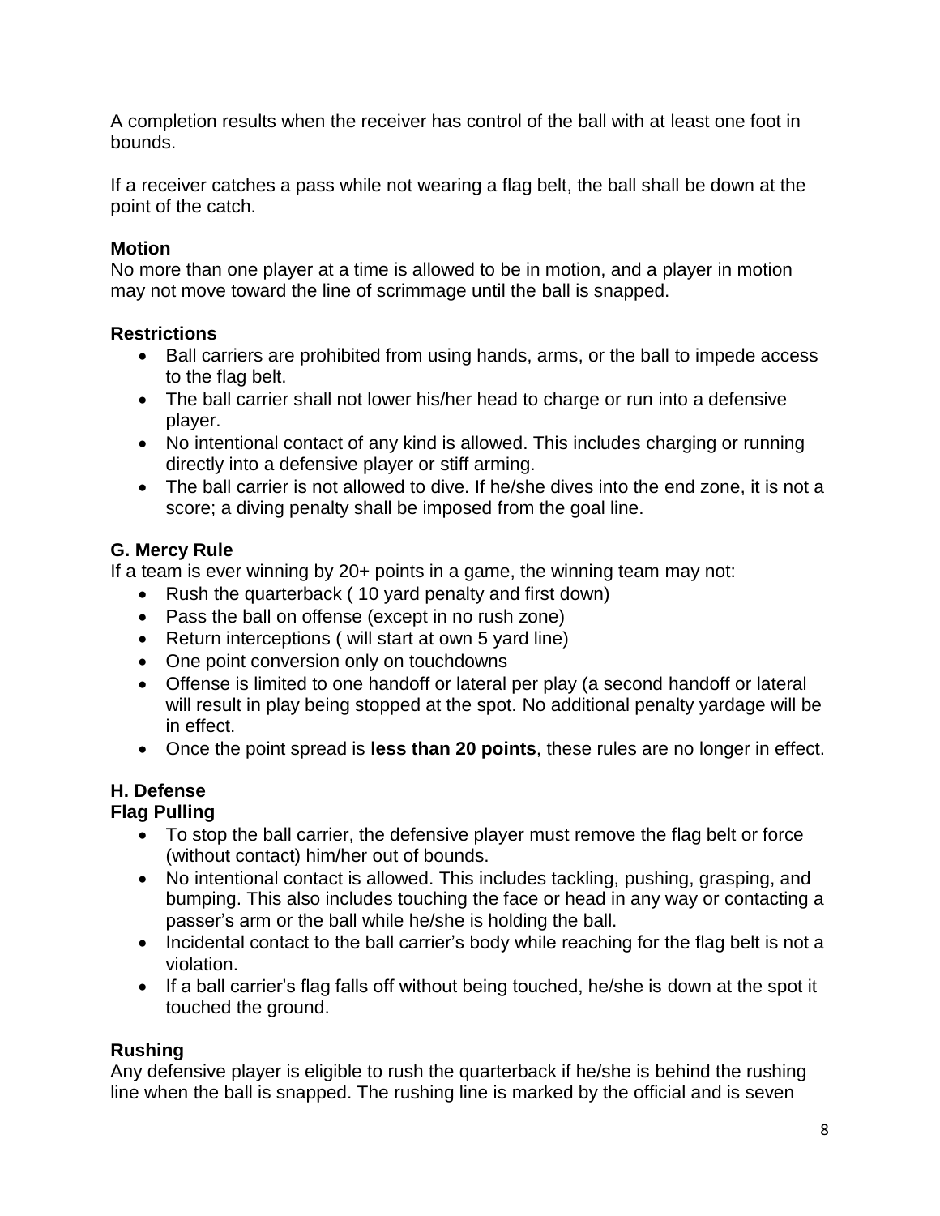A completion results when the receiver has control of the ball with at least one foot in bounds.

If a receiver catches a pass while not wearing a flag belt, the ball shall be down at the point of the catch.

**Motion**
No more than one player at a time is allowed to be in motion, and a player in motion may not move toward the line of scrimmage until the ball is snapped.

**Restrictions**

- Ball carriers are prohibited from using hands, arms, or the ball to impede access to the flag belt.
- The ball carrier shall not lower his/her head to charge or run into a defensive player.
- No intentional contact of any kind is allowed. This includes charging or running directly into a defensive player or stiff arming.
- The ball carrier is not allowed to dive. If he/she dives into the end zone, it is not a score; a diving penalty shall be imposed from the goal line.

### G. Mercy Rule

If a team is ever winning by 20+ points in a game, the winning team may not:

- Rush the quarterback ( 10 yard penalty and first down)
- Pass the ball on offense (except in no rush zone)
- Return interceptions ( will start at own 5 yard line)
- One point conversion only on touchdowns
- Offense is limited to one handoff or lateral per play (a second handoff or lateral will result in play being stopped at the spot. No additional penalty yardage will be in effect.
- Once the point spread is **less than 20 points**, these rules are no longer in effect.

### H. Defense

**Flag Pulling**

- To stop the ball carrier, the defensive player must remove the flag belt or force (without contact) him/her out of bounds.
- No intentional contact is allowed. This includes tackling, pushing, grasping, and bumping. This also includes touching the face or head in any way or contacting a passer's arm or the ball while he/she is holding the ball.
- Incidental contact to the ball carrier's body while reaching for the flag belt is not a violation.
- If a ball carrier's flag falls off without being touched, he/she is down at the spot it touched the ground.

**Rushing**
Any defensive player is eligible to rush the quarterback if he/she is behind the rushing line when the ball is snapped. The rushing line is marked by the official and is seven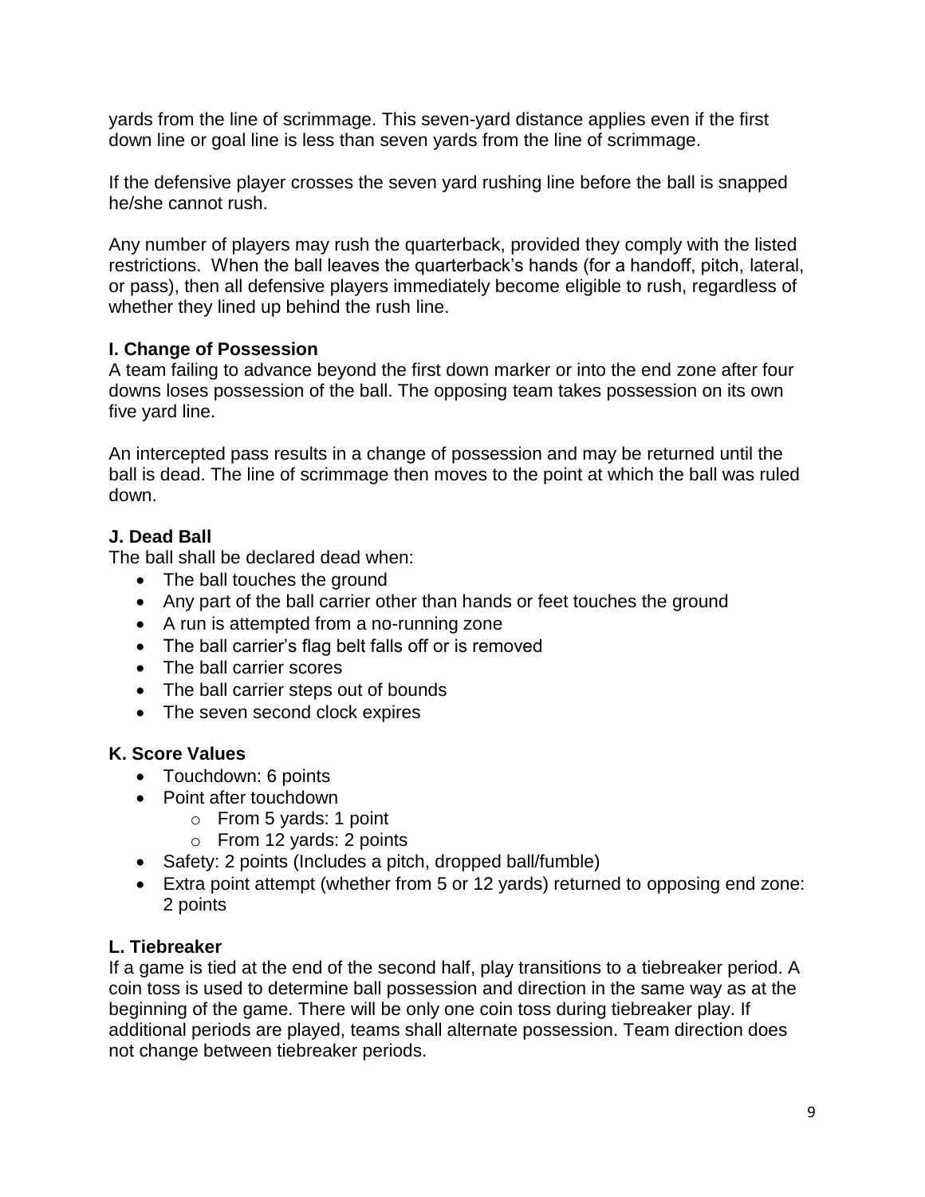yards from the line of scrimmage. This seven-yard distance applies even if the first down line or goal line is less than seven yards from the line of scrimmage.

If the defensive player crosses the seven yard rushing line before the ball is snapped he/she cannot rush.

Any number of players may rush the quarterback, provided they comply with the listed restrictions. When the ball leaves the quarterback's hands (for a handoff, pitch, lateral, or pass), then all defensive players immediately become eligible to rush, regardless of whether they lined up behind the rush line.

**I. Change of Possession**

A team failing to advance beyond the first down marker or into the end zone after four downs loses possession of the ball. The opposing team takes possession on its own five yard line.

An intercepted pass results in a change of possession and may be returned until the ball is dead. The line of scrimmage then moves to the point at which the ball was ruled down.

**J. Dead Ball**

The ball shall be declared dead when:

- The ball touches the ground
- Any part of the ball carrier other than hands or feet touches the ground
- A run is attempted from a no-running zone
- The ball carrier's flag belt falls off or is removed
- The ball carrier scores
- The ball carrier steps out of bounds
- The seven second clock expires

**K. Score Values**

- Touchdown: 6 points
- Point after touchdown
    - From 5 yards: 1 point
    - From 12 yards: 2 points
- Safety: 2 points (Includes a pitch, dropped ball/fumble)
- Extra point attempt (whether from 5 or 12 yards) returned to opposing end zone: 2 points

**L. Tiebreaker**

If a game is tied at the end of the second half, play transitions to a tiebreaker period. A coin toss is used to determine ball possession and direction in the same way as at the beginning of the game. There will be only one coin toss during tiebreaker play. If additional periods are played, teams shall alternate possession. Team direction does not change between tiebreaker periods.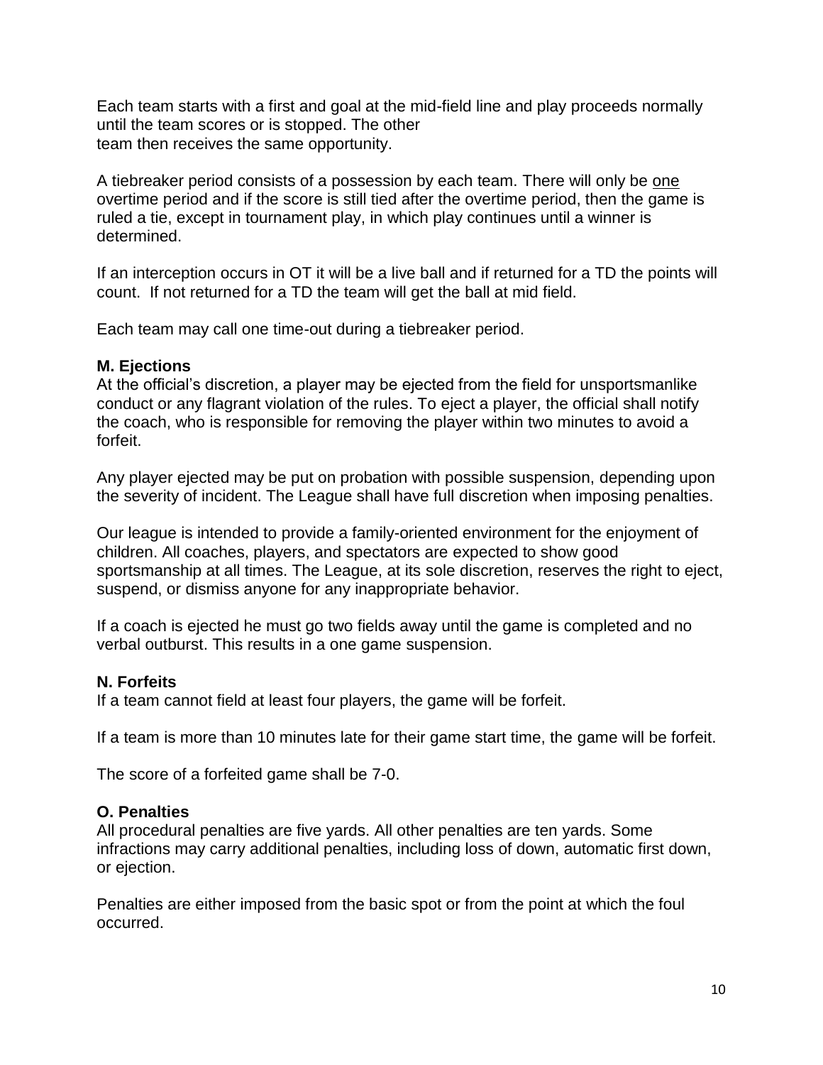Each team starts with a first and goal at the mid-field line and play proceeds normally until the team scores or is stopped. The other team then receives the same opportunity.

A tiebreaker period consists of a possession by each team. There will only be <u>one</u> overtime period and if the score is still tied after the overtime period, then the game is ruled a tie, except in tournament play, in which play continues until a winner is determined.

If an interception occurs in OT it will be a live ball and if returned for a TD the points will count. If not returned for a TD the team will get the ball at mid field.

Each team may call one time-out during a tiebreaker period.

### M. Ejections

At the official's discretion, a player may be ejected from the field for unsportsmanlike conduct or any flagrant violation of the rules. To eject a player, the official shall notify the coach, who is responsible for removing the player within two minutes to avoid a forfeit.

Any player ejected may be put on probation with possible suspension, depending upon the severity of incident. The League shall have full discretion when imposing penalties.

Our league is intended to provide a family-oriented environment for the enjoyment of children. All coaches, players, and spectators are expected to show good sportsmanship at all times. The League, at its sole discretion, reserves the right to eject, suspend, or dismiss anyone for any inappropriate behavior.

If a coach is ejected he must go two fields away until the game is completed and no verbal outburst. This results in a one game suspension.

### N. Forfeits

If a team cannot field at least four players, the game will be forfeit.

If a team is more than 10 minutes late for their game start time, the game will be forfeit.

The score of a forfeited game shall be 7-0.

### O. Penalties

All procedural penalties are five yards. All other penalties are ten yards. Some infractions may carry additional penalties, including loss of down, automatic first down, or ejection.

Penalties are either imposed from the basic spot or from the point at which the foul occurred.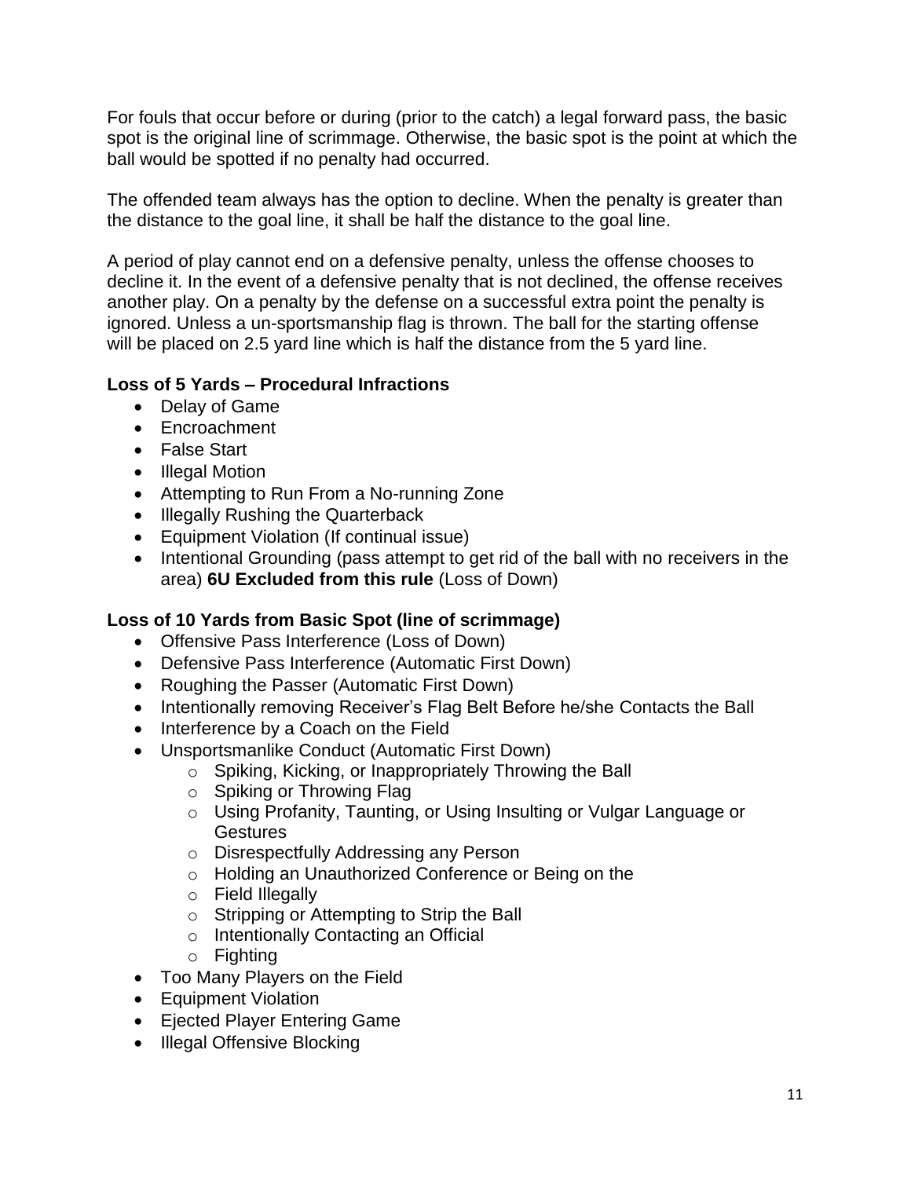For fouls that occur before or during (prior to the catch) a legal forward pass, the basic spot is the original line of scrimmage. Otherwise, the basic spot is the point at which the ball would be spotted if no penalty had occurred.

The offended team always has the option to decline. When the penalty is greater than the distance to the goal line, it shall be half the distance to the goal line.

A period of play cannot end on a defensive penalty, unless the offense chooses to decline it. In the event of a defensive penalty that is not declined, the offense receives another play. On a penalty by the defense on a successful extra point the penalty is ignored. Unless a un-sportsmanship flag is thrown. The ball for the starting offense will be placed on 2.5 yard line which is half the distance from the 5 yard line.

**Loss of 5 Yards – Procedural Infractions**

- Delay of Game
- Encroachment
- False Start
- Illegal Motion
- Attempting to Run From a No-running Zone
- Illegally Rushing the Quarterback
- Equipment Violation (If continual issue)
- Intentional Grounding (pass attempt to get rid of the ball with no receivers in the area) **6U Excluded from this rule** (Loss of Down)

**Loss of 10 Yards from Basic Spot (line of scrimmage)**

- Offensive Pass Interference (Loss of Down)
- Defensive Pass Interference (Automatic First Down)
- Roughing the Passer (Automatic First Down)
- Intentionally removing Receiver's Flag Belt Before he/she Contacts the Ball
- Interference by a Coach on the Field
- Unsportsmanlike Conduct (Automatic First Down)
    - Spiking, Kicking, or Inappropriately Throwing the Ball
    - Spiking or Throwing Flag
    - Using Profanity, Taunting, or Using Insulting or Vulgar Language or Gestures
    - Disrespectfully Addressing any Person
    - Holding an Unauthorized Conference or Being on the
    - Field Illegally
    - Stripping or Attempting to Strip the Ball
    - Intentionally Contacting an Official
    - Fighting
- Too Many Players on the Field
- Equipment Violation
- Ejected Player Entering Game
- Illegal Offensive Blocking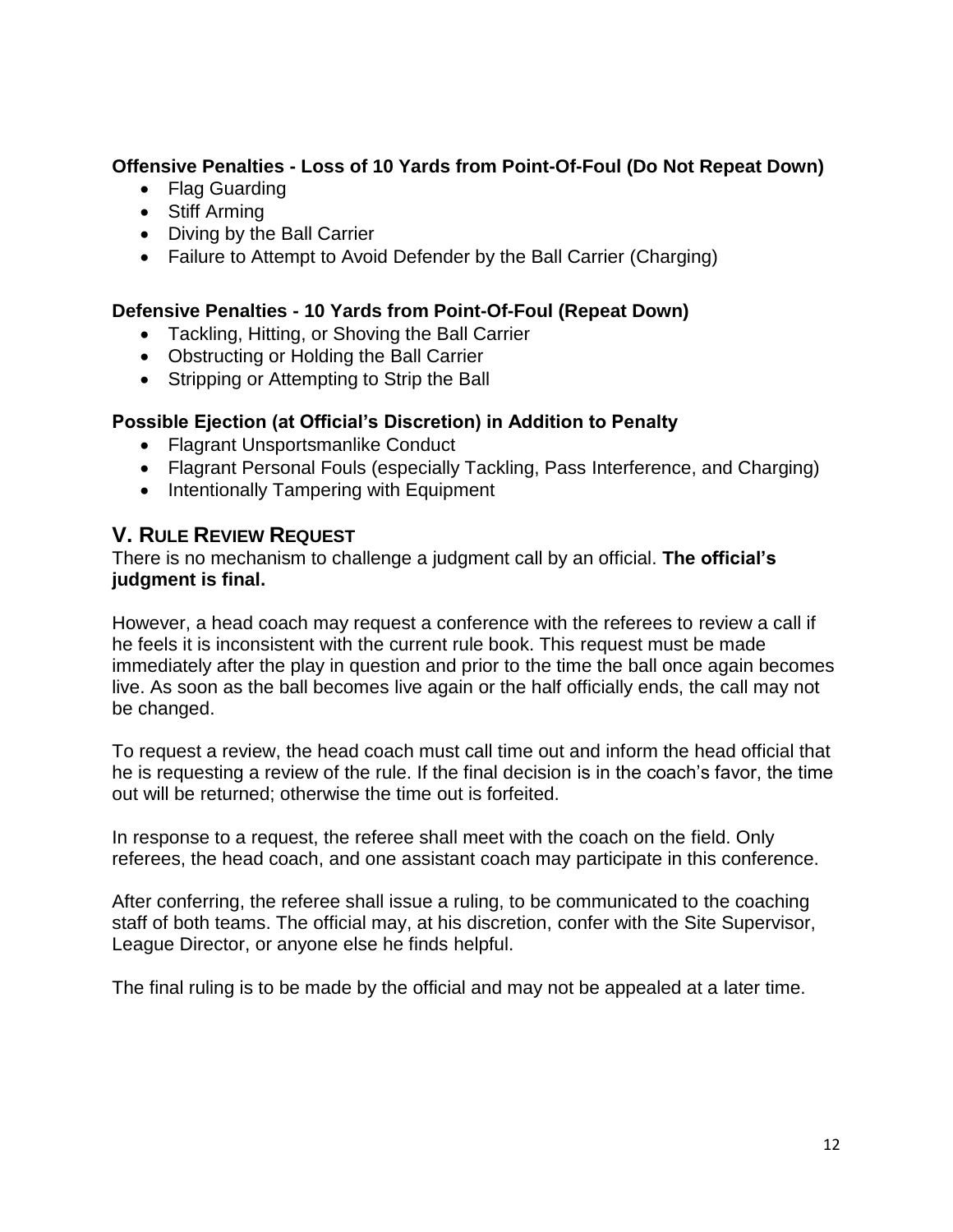**Offensive Penalties - Loss of 10 Yards from Point-Of-Foul (Do Not Repeat Down)**

- Flag Guarding
- Stiff Arming
- Diving by the Ball Carrier
- Failure to Attempt to Avoid Defender by the Ball Carrier (Charging)

**Defensive Penalties - 10 Yards from Point-Of-Foul (Repeat Down)**

- Tackling, Hitting, or Shoving the Ball Carrier
- Obstructing or Holding the Ball Carrier
- Stripping or Attempting to Strip the Ball

**Possible Ejection (at Official's Discretion) in Addition to Penalty**

- Flagrant Unsportsmanlike Conduct
- Flagrant Personal Fouls (especially Tackling, Pass Interference, and Charging)
- Intentionally Tampering with Equipment

## V. Rule Review Request

There is no mechanism to challenge a judgment call by an official. **The official's judgment is final.**

However, a head coach may request a conference with the referees to review a call if he feels it is inconsistent with the current rule book. This request must be made immediately after the play in question and prior to the time the ball once again becomes live. As soon as the ball becomes live again or the half officially ends, the call may not be changed.

To request a review, the head coach must call time out and inform the head official that he is requesting a review of the rule. If the final decision is in the coach's favor, the time out will be returned; otherwise the time out is forfeited.

In response to a request, the referee shall meet with the coach on the field. Only referees, the head coach, and one assistant coach may participate in this conference.

After conferring, the referee shall issue a ruling, to be communicated to the coaching staff of both teams. The official may, at his discretion, confer with the Site Supervisor, League Director, or anyone else he finds helpful.

The final ruling is to be made by the official and may not be appealed at a later time.